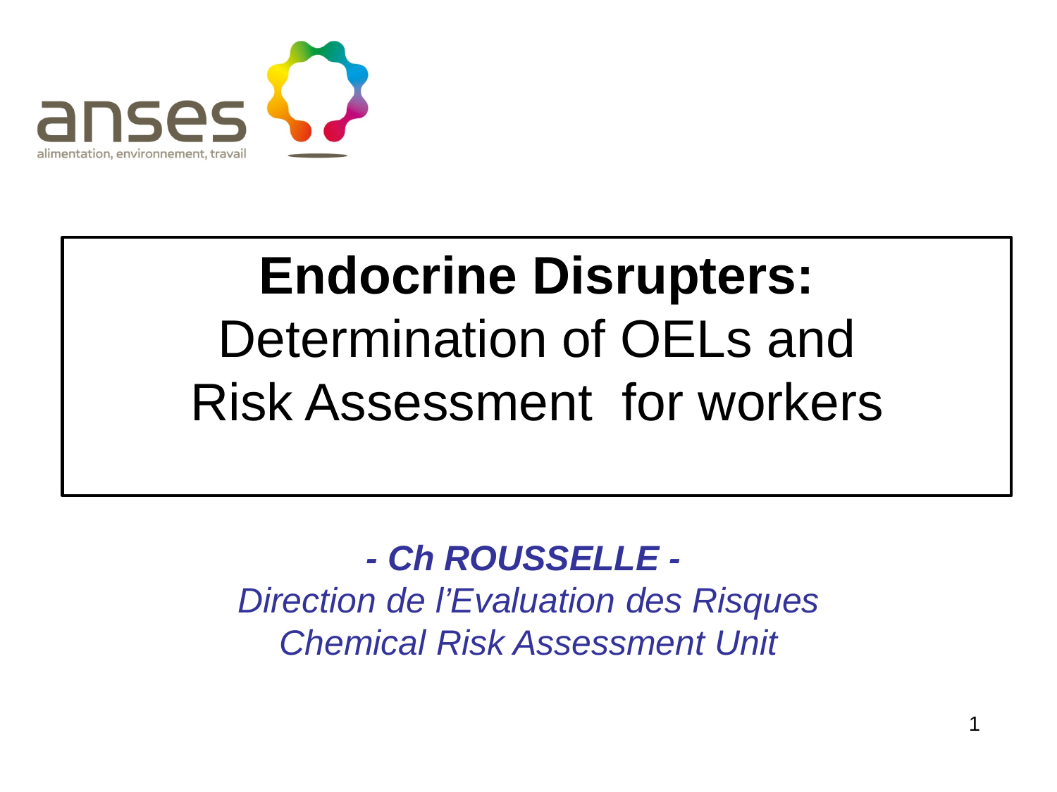anses

alimentation, environnement, travail

# Endocrine Disrupters:

## Determination of OELs and Risk Assessment for workers

***- Ch ROUSSELLE -***

*Direction de l'Evaluation des Risques*

*Chemical Risk Assessment Unit*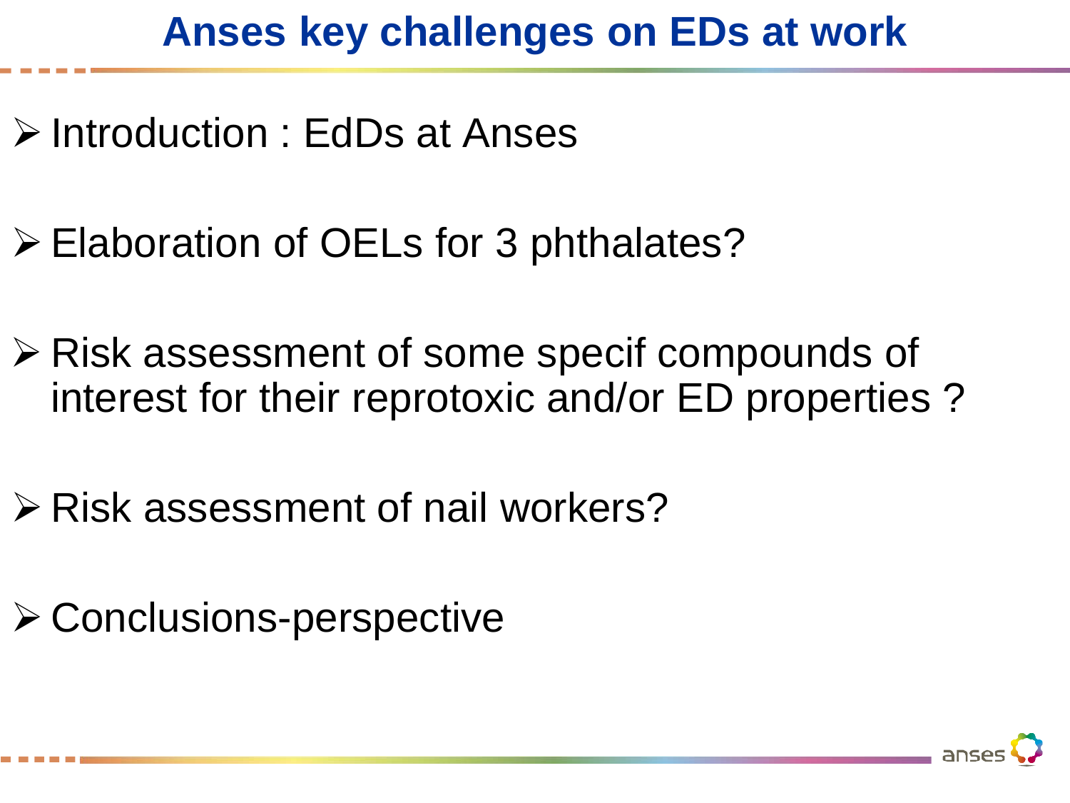# Anses key challenges on EDs at work

- Introduction : EdDs at Anses
- Elaboration of OELs for 3 phthalates?
- Risk assessment of some specif compounds of interest for their reprotoxic and/or ED properties ?
- Risk assessment of nail workers?
- Conclusions-perspective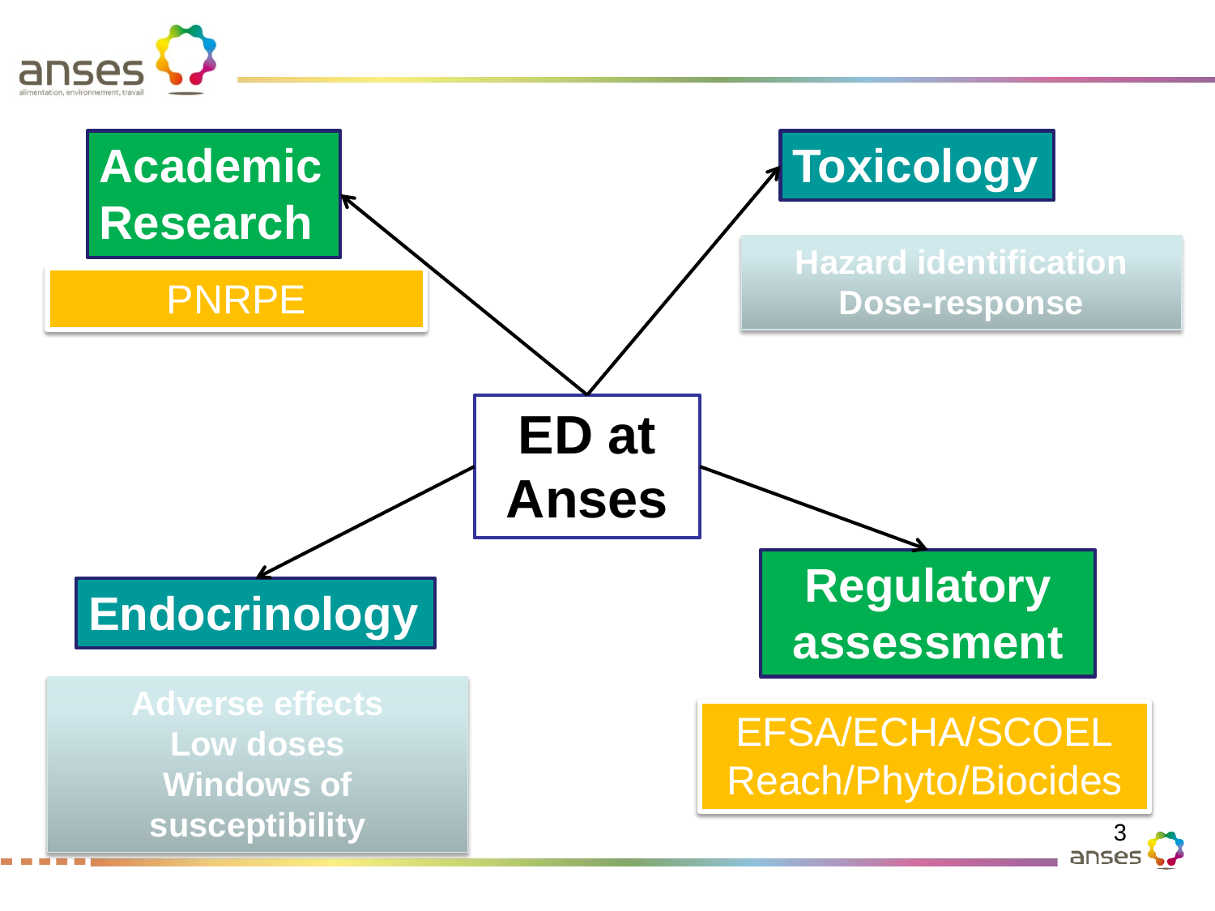# ED at Anses

## Academic Research

PNRPE

## Toxicology

Hazard identification
Dose-response

## Endocrinology

Adverse effects
Low doses
Windows of susceptibility

## Regulatory assessment

EFSA/ECHA/SCOEL
Reach/Phyto/Biocides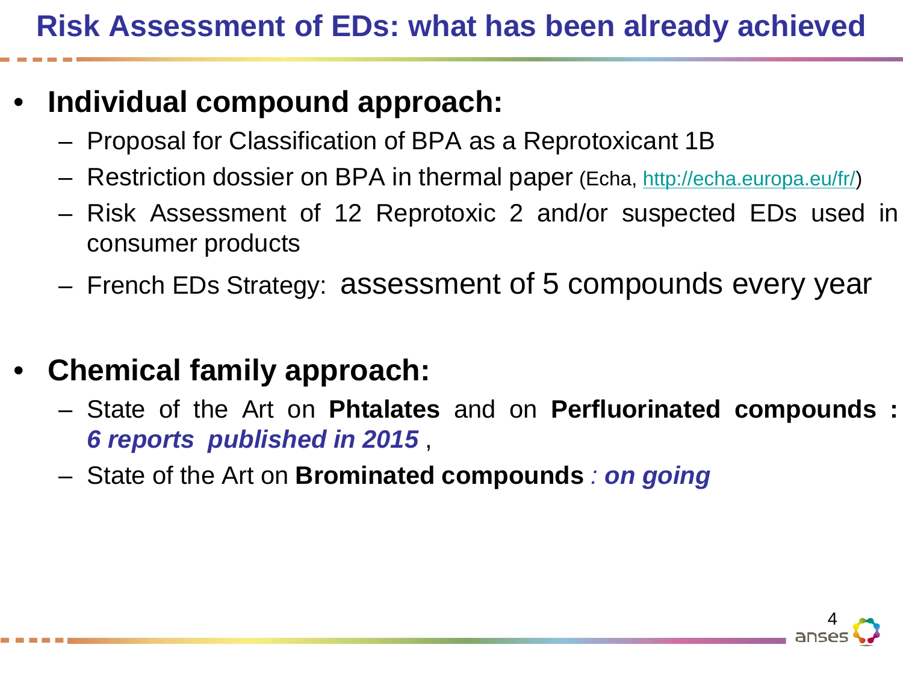# Risk Assessment of EDs: what has been already achieved

- **Individual compound approach:**
  - Proposal for Classification of BPA as a Reprotoxicant 1B
  - Restriction dossier on BPA in thermal paper (Echa, http://echa.europa.eu/fr/)
  - Risk Assessment of 12 Reprotoxic 2 and/or suspected EDs used in consumer products
  - French EDs Strategy: assessment of 5 compounds every year

- **Chemical family approach:**
  - State of the Art on **Phtalates** and on **Perfluorinated compounds :** ***6 reports published in 2015*** ,
  - State of the Art on **Brominated compounds** *: **on going***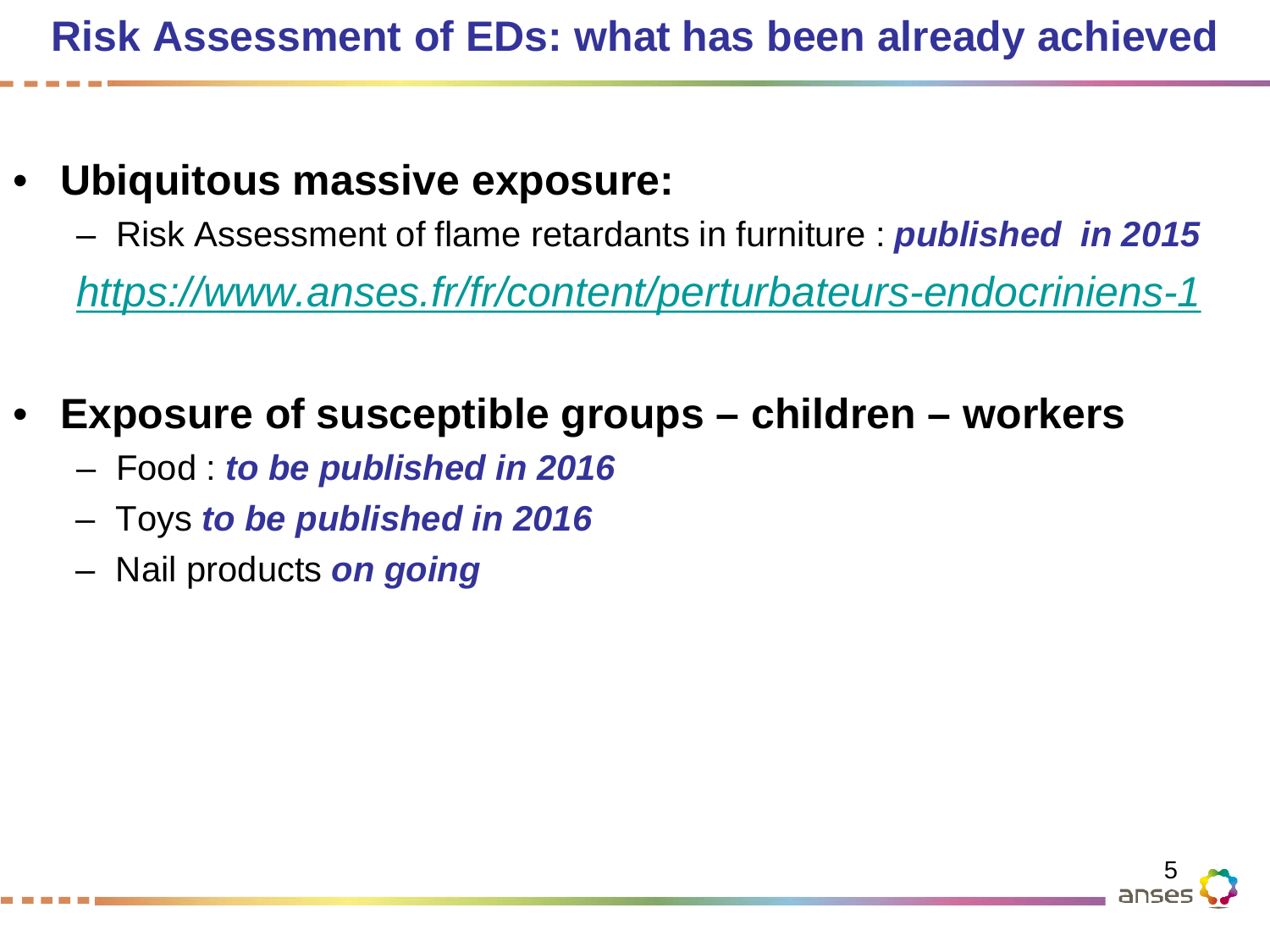# Risk Assessment of EDs: what has been already achieved

- **Ubiquitous massive exposure:**
  - Risk Assessment of flame retardants in furniture : ***published in 2015***
  
    *https://www.anses.fr/fr/content/perturbateurs-endocriniens-1*

- **Exposure of susceptible groups – children – workers**
  - Food : ***to be published in 2016***
  - Toys ***to be published in 2016***
  - Nail products ***on going***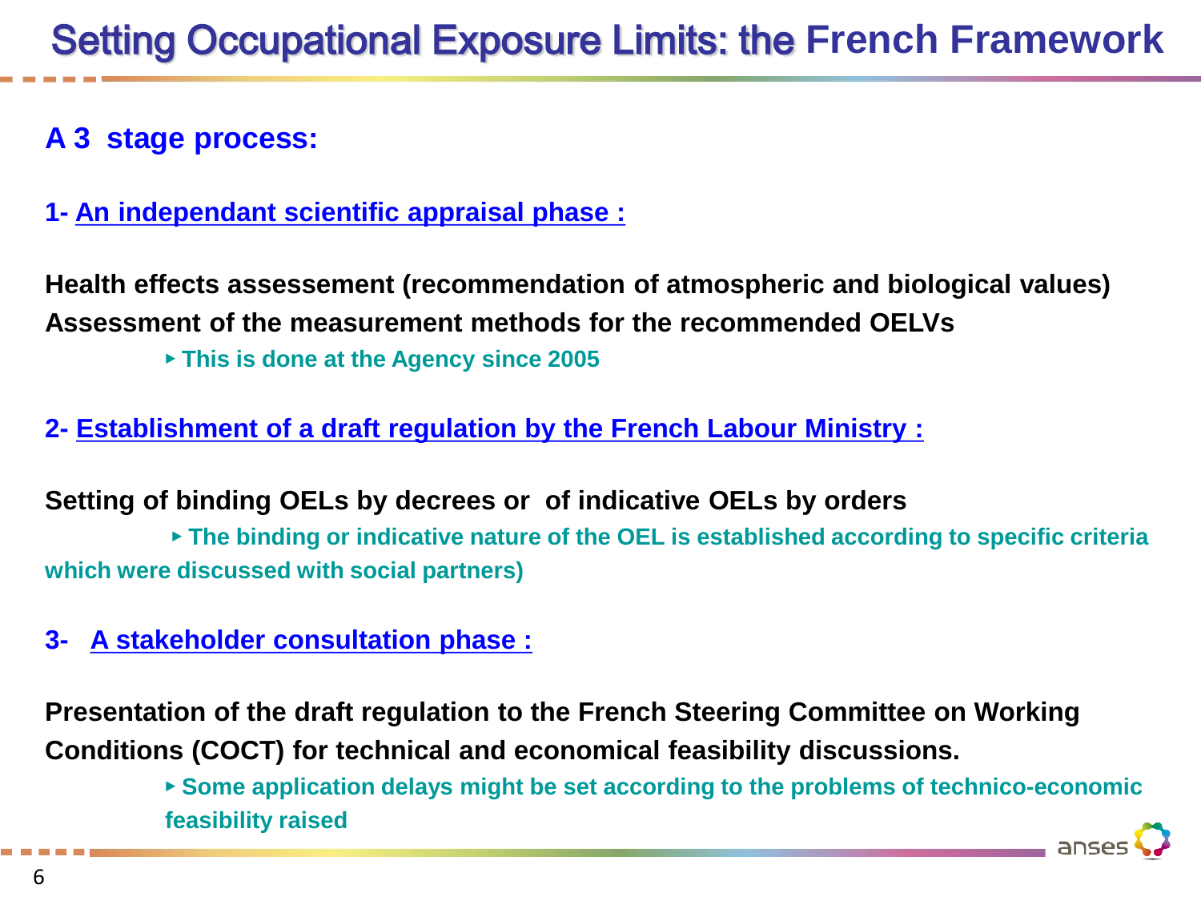# Setting Occupational Exposure Limits: the French Framework

## A 3 stage process:

**1- An independant scientific appraisal phase :**

**Health effects assessement (recommendation of atmospheric and biological values)**
**Assessment of the measurement methods for the recommended OELVs**

- **This is done at the Agency since 2005**

**2- Establishment of a draft regulation by the French Labour Ministry :**

**Setting of binding OELs by decrees or of indicative OELs by orders**

- **The binding or indicative nature of the OEL is established according to specific criteria which were discussed with social partners)**

**3- A stakeholder consultation phase :**

**Presentation of the draft regulation to the French Steering Committee on Working Conditions (COCT) for technical and economical feasibility discussions.**

- **Some application delays might be set according to the problems of technico-economic feasibility raised**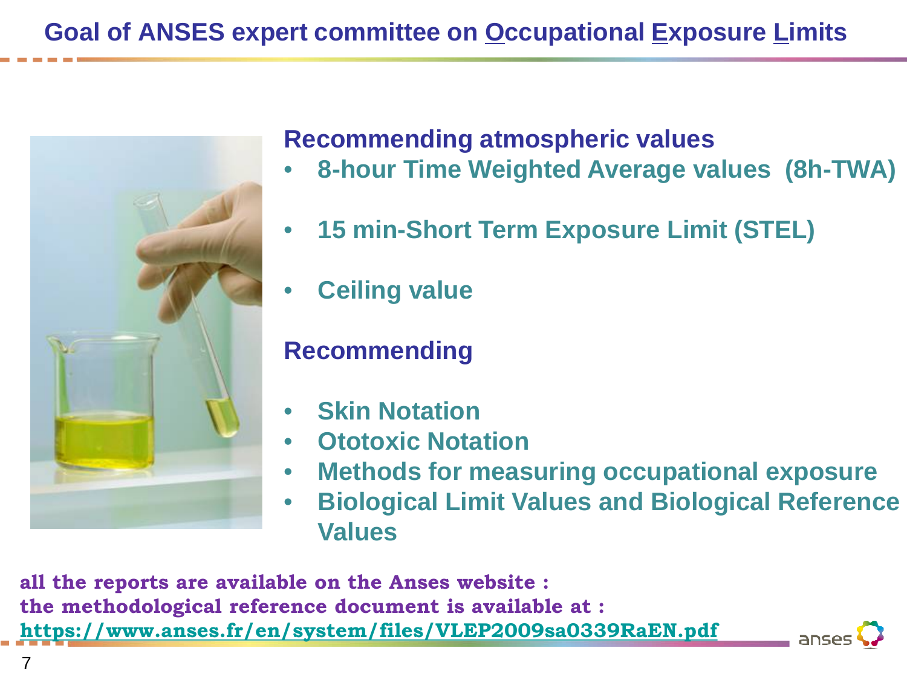# Goal of ANSES expert committee on Occupational Exposure Limits

## Recommending atmospheric values

- **8-hour Time Weighted Average values (8h-TWA)**
- **15 min-Short Term Exposure Limit (STEL)**
- **Ceiling value**

## Recommending

- **Skin Notation**
- **Ototoxic Notation**
- **Methods for measuring occupational exposure**
- **Biological Limit Values and Biological Reference Values**

**all the reports are available on the Anses website :**
**the methodological reference document is available at :**
**https://www.anses.fr/en/system/files/VLEP2009sa0339RaEN.pdf**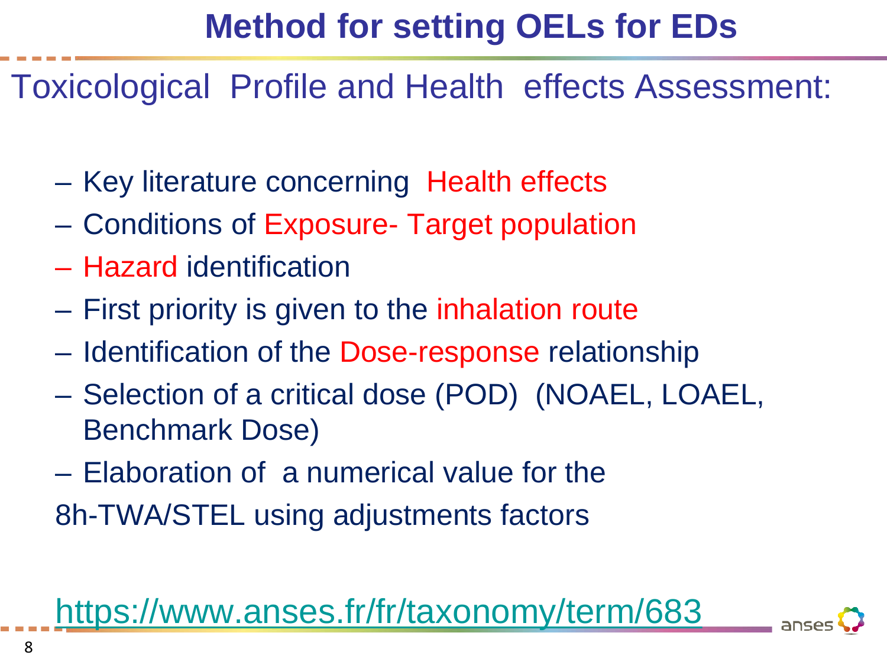# Method for setting OELs for EDs

## Toxicological Profile and Health effects Assessment:

- Key literature concerning Health effects
- Conditions of Exposure- Target population
- Hazard identification
- First priority is given to the inhalation route
- Identification of the Dose-response relationship
- Selection of a critical dose (POD) (NOAEL, LOAEL, Benchmark Dose)
- Elaboration of a numerical value for the 8h-TWA/STEL using adjustments factors

https://www.anses.fr/fr/taxonomy/term/683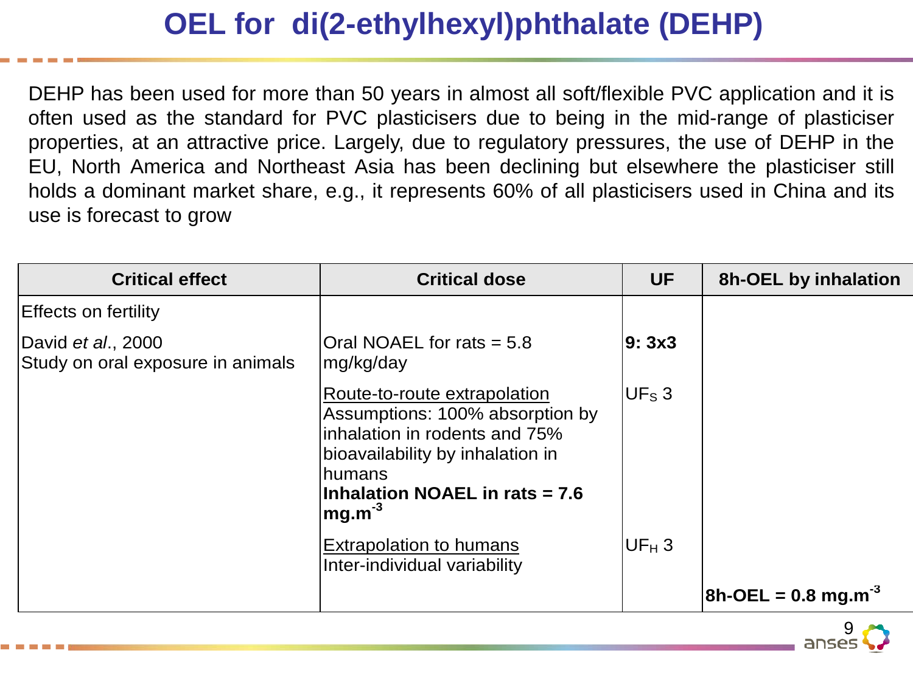# OEL for di(2-ethylhexyl)phthalate (DEHP)

DEHP has been used for more than 50 years in almost all soft/flexible PVC application and it is often used as the standard for PVC plasticisers due to being in the mid-range of plasticiser properties, at an attractive price. Largely, due to regulatory pressures, the use of DEHP in the EU, North America and Northeast Asia has been declining but elsewhere the plasticiser still holds a dominant market share, e.g., it represents 60% of all plasticisers used in China and its use is forecast to grow

| Critical effect | Critical dose | UF | 8h-OEL by inhalation |
|---|---|---|---|
| Effects on fertility | | | |
| David *et al*., 2000<br>Study on oral exposure in animals | Oral NOAEL for rats = 5.8 mg/kg/day | **9: 3x3** | |
| | Route-to-route extrapolation<br>Assumptions: 100% absorption by inhalation in rodents and 75% bioavailability by inhalation in humans<br>**Inhalation NOAEL in rats = 7.6 $mg.m^{-3}$** | $UF_S$ 3 | |
| | Extrapolation to humans<br>Inter-individual variability | $UF_H$ 3 | |
| | | | **8h-OEL = 0.8 $mg.m^{-3}$** |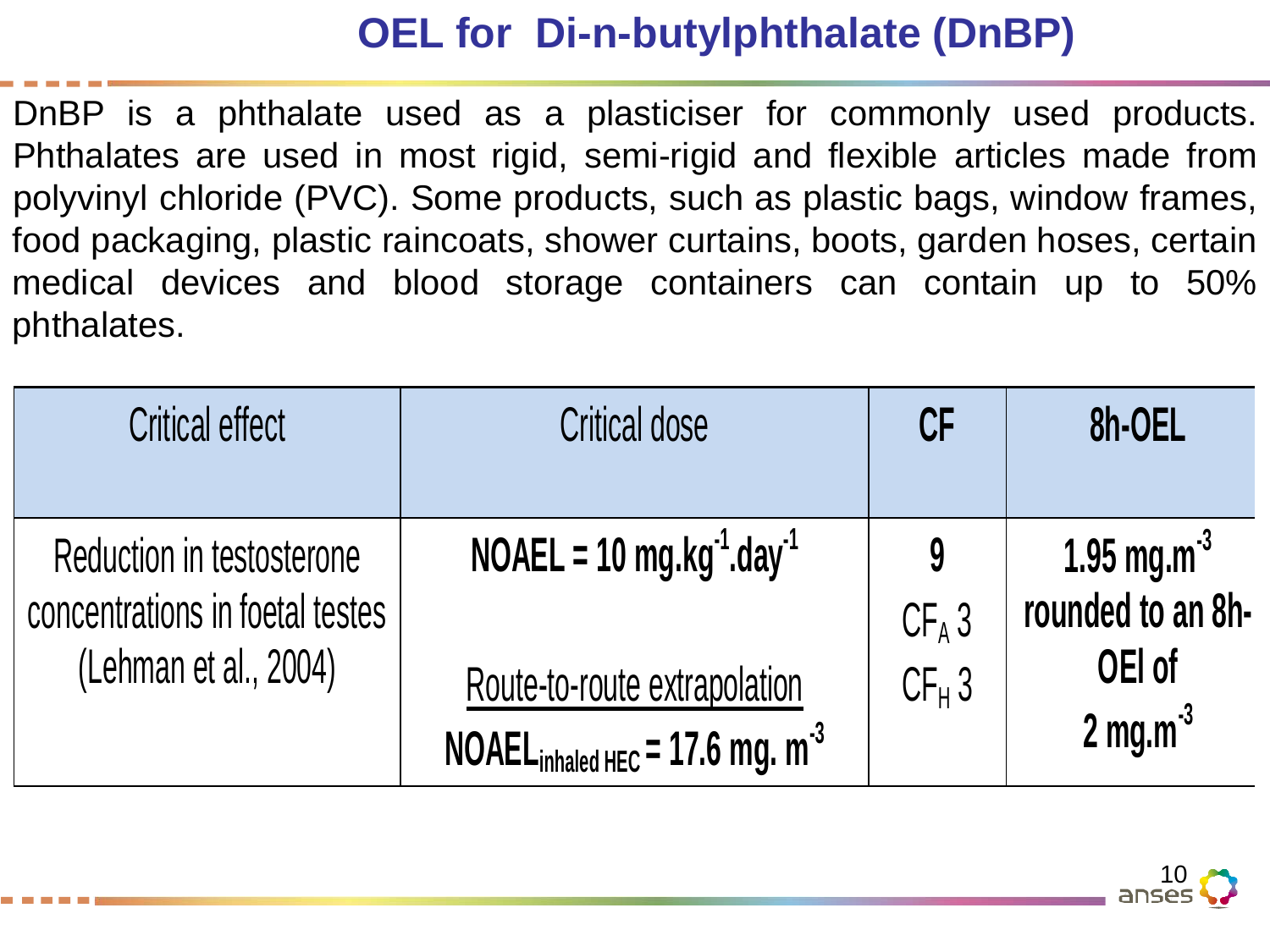# OEL for Di-n-butylphthalate (DnBP)

DnBP is a phthalate used as a plasticiser for commonly used products. Phthalates are used in most rigid, semi-rigid and flexible articles made from polyvinyl chloride (PVC). Some products, such as plastic bags, window frames, food packaging, plastic raincoats, shower curtains, boots, garden hoses, certain medical devices and blood storage containers can contain up to 50% phthalates.

| Critical effect | Critical dose | CF | 8h-OEL |
|---|---|---|---|
| Reduction in testosterone concentrations in foetal testes (Lehman et al., 2004) | **NOAEL = 10 mg.kg$^{-1}$.day$^{-1}$**<br><br>Route-to-route extrapolation<br>**NOAEL$_{inhaled\ HEC}$ = 17.6 mg. m$^{-3}$** | **9**<br>$CF_A$ 3<br>$CF_H$ 3 | **1.95 mg.m$^{-3}$ rounded to an 8h-OEl of 2 mg.m$^{-3}$** |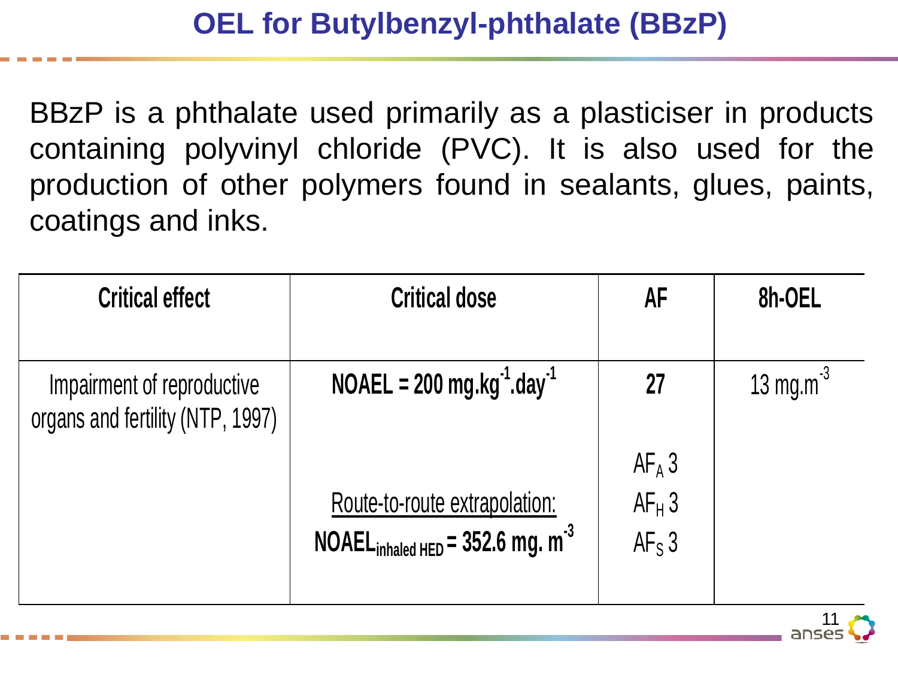# OEL for Butylbenzyl-phthalate (BBzP)

BBzP is a phthalate used primarily as a plasticiser in products containing polyvinyl chloride (PVC). It is also used for the production of other polymers found in sealants, glues, paints, coatings and inks.

| Critical effect | Critical dose | AF | 8h-OEL |
|---|---|---|---|
| Impairment of reproductive organs and fertility (NTP, 1997) | **NOAEL = 200 $mg.kg^{-1}.day^{-1}$**<br><br>Route-to-route extrapolation:<br>**$NOAEL_{inhaled\ HED}$ = 352.6 $mg.\ m^{-3}$** | **27**<br><br>$AF_A$ 3<br>$AF_H$ 3<br>$AF_S$ 3 | 13 $mg.m^{-3}$ |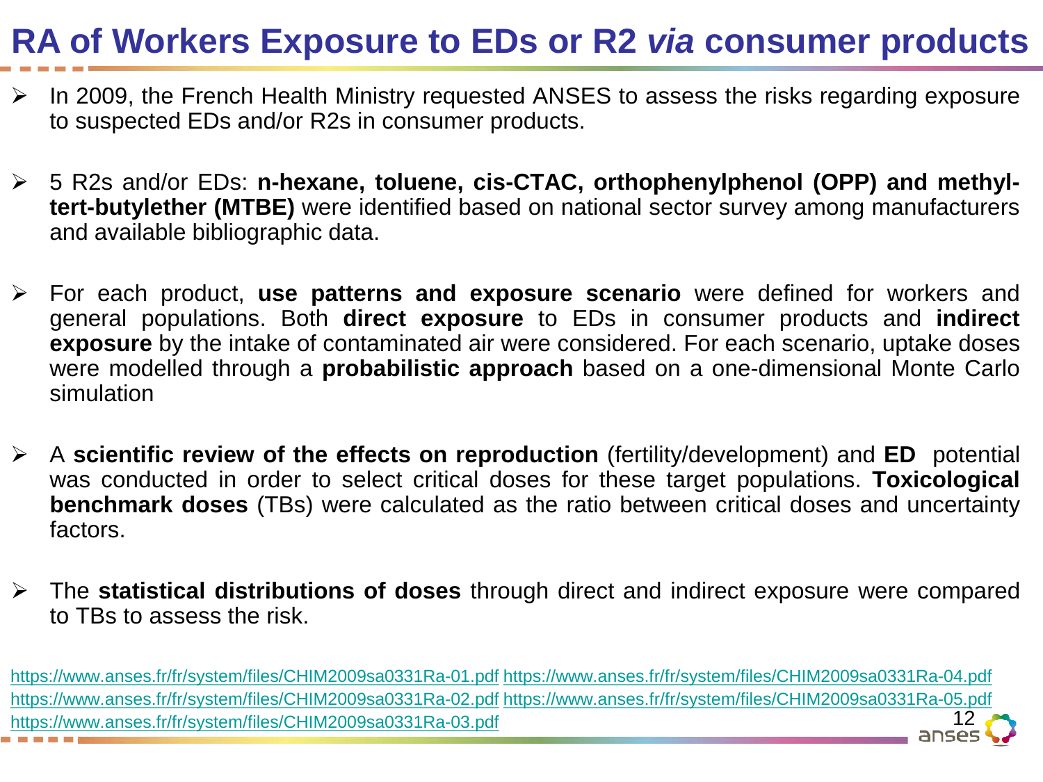# RA of Workers Exposure to EDs or R2 *via* consumer products

- In 2009, the French Health Ministry requested ANSES to assess the risks regarding exposure to suspected EDs and/or R2s in consumer products.
- 5 R2s and/or EDs: **n-hexane, toluene, cis-CTAC, orthophenylphenol (OPP) and methyl-tert-butylether (MTBE)** were identified based on national sector survey among manufacturers and available bibliographic data.
- For each product, **use patterns and exposure scenario** were defined for workers and general populations. Both **direct exposure** to EDs in consumer products and **indirect exposure** by the intake of contaminated air were considered. For each scenario, uptake doses were modelled through a **probabilistic approach** based on a one-dimensional Monte Carlo simulation
- A **scientific review of the effects on reproduction** (fertility/development) and **ED** potential was conducted in order to select critical doses for these target populations. **Toxicological benchmark doses** (TBs) were calculated as the ratio between critical doses and uncertainty factors.
- The **statistical distributions of doses** through direct and indirect exposure were compared to TBs to assess the risk.

https://www.anses.fr/fr/system/files/CHIM2009sa0331Ra-01.pdf https://www.anses.fr/fr/system/files/CHIM2009sa0331Ra-04.pdf
https://www.anses.fr/fr/system/files/CHIM2009sa0331Ra-02.pdf https://www.anses.fr/fr/system/files/CHIM2009sa0331Ra-05.pdf
https://www.anses.fr/fr/system/files/CHIM2009sa0331Ra-03.pdf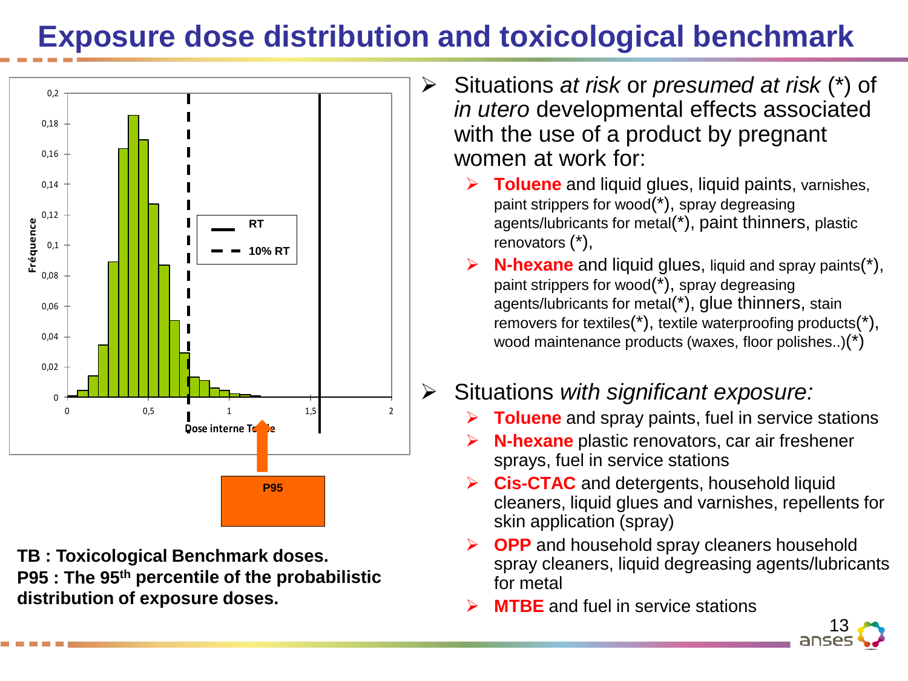# Exposure dose distribution and toxicological benchmark

TB : Toxicological Benchmark doses.
P95 : The 95th percentile of the probabilistic distribution of exposure doses.

- Situations *at risk* or *presumed at risk* (*) of *in utero* developmental effects associated with the use of a product by pregnant women at work for:
  - **Toluene** and liquid glues, liquid paints, varnishes, paint strippers for wood(*), spray degreasing agents/lubricants for metal(*), paint thinners, plastic renovators (*),
  - **N-hexane** and liquid glues, liquid and spray paints(*), paint strippers for wood(*), spray degreasing agents/lubricants for metal(*), glue thinners, stain removers for textiles(*), textile waterproofing products(*), wood maintenance products (waxes, floor polishes..)(*)

- Situations *with significant exposure:*
  - **Toluene** and spray paints, fuel in service stations
  - **N-hexane** plastic renovators, car air freshener sprays, fuel in service stations
  - **Cis-CTAC** and detergents, household liquid cleaners, liquid glues and varnishes, repellents for skin application (spray)
  - **OPP** and household spray cleaners household spray cleaners, liquid degreasing agents/lubricants for metal
  - **MTBE** and fuel in service stations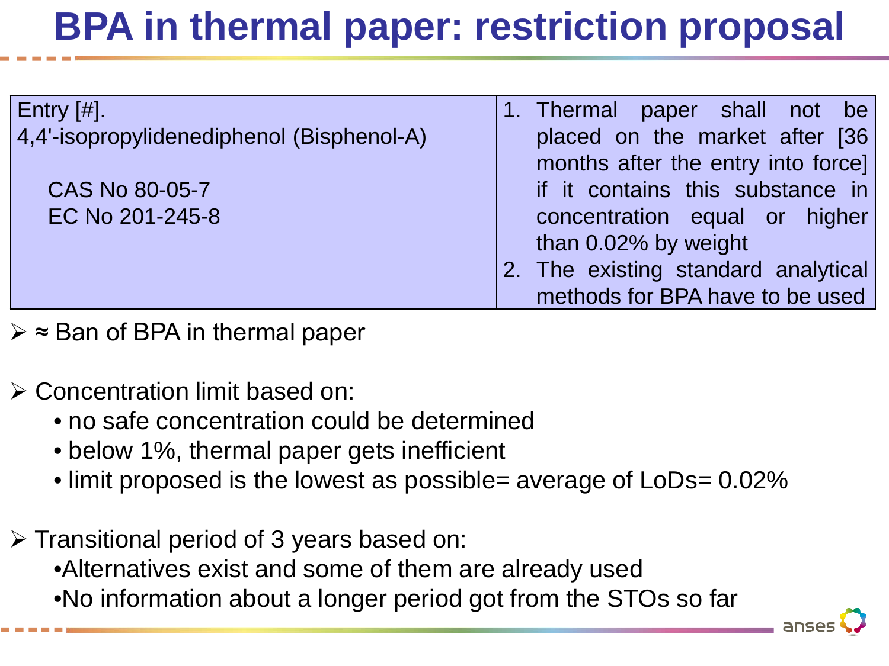# BPA in thermal paper: restriction proposal

| Entry [#]. 4,4'-isopropylidenediphenol (Bisphenol-A)<br><br>CAS No 80-05-7<br>EC No 201-245-8 | 1. Thermal paper shall not be placed on the market after [36 months after the entry into force] if it contains this substance in concentration equal or higher than 0.02% by weight<br>2. The existing standard analytical methods for BPA have to be used |
|---|---|

- ≈ Ban of BPA in thermal paper

- Concentration limit based on:
  - no safe concentration could be determined
  - below 1%, thermal paper gets inefficient
  - limit proposed is the lowest as possible= average of LoDs= 0.02%

- Transitional period of 3 years based on:
  - Alternatives exist and some of them are already used
  - No information about a longer period got from the STOs so far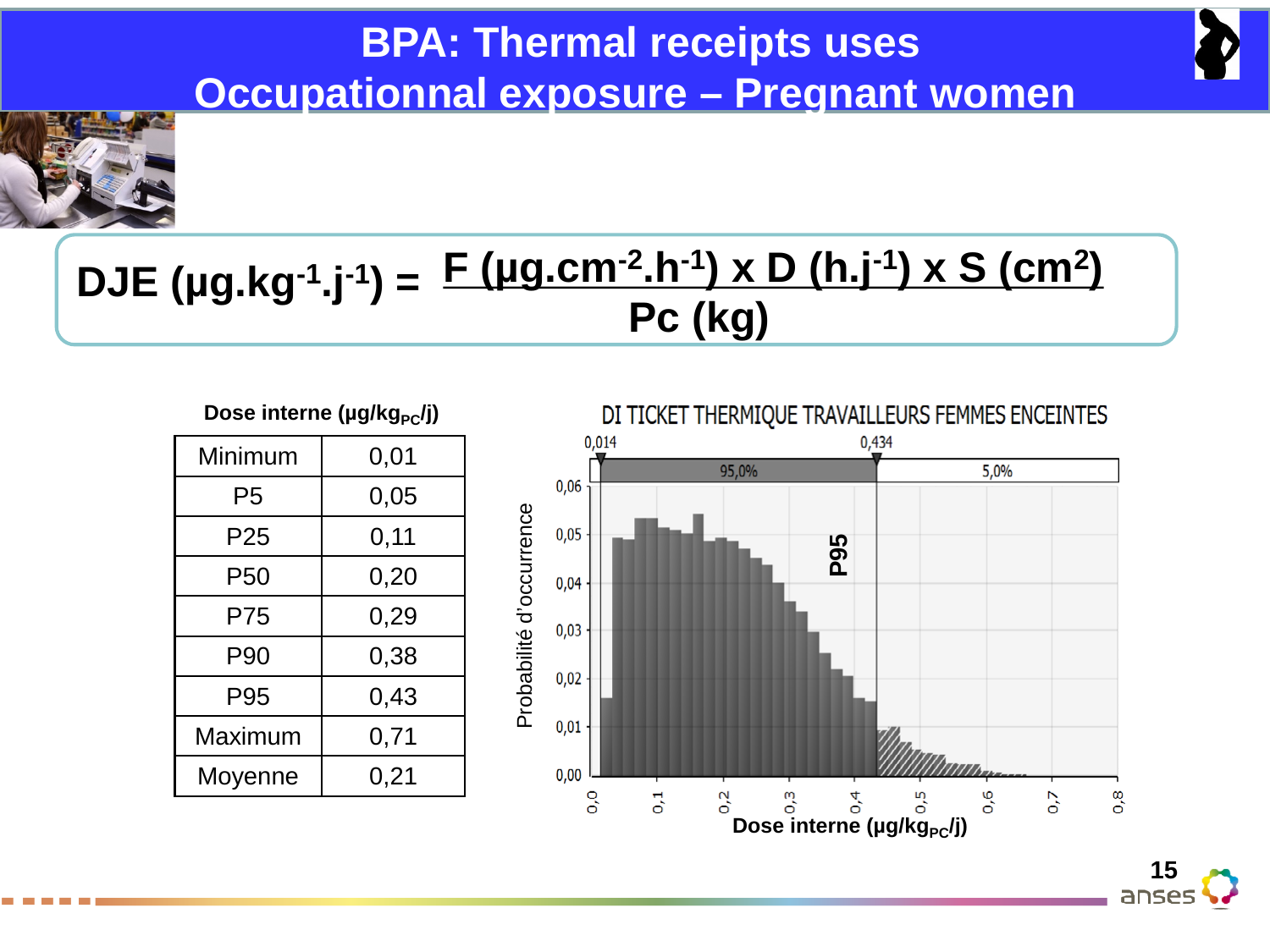# BPA: Thermal receipts uses

## Occupationnal exposure – Pregnant women

$$DJE\ (\mu g.kg^{-1}.j^{-1}) = \frac{F\ (\mu g.cm^{-2}.h^{-1}) \times D\ (h.j^{-1}) \times S\ (cm^{2})}{Pc\ (kg)}$$

**Dose interne ($\mu g/kg_{PC}/j$)**

| | |
|---|---|
| Minimum | 0,01 |
| P5 | 0,05 |
| P25 | 0,11 |
| P50 | 0,20 |
| P75 | 0,29 |
| P90 | 0,38 |
| P95 | 0,43 |
| Maximum | 0,71 |
| Moyenne | 0,21 |

DI TICKET THERMIQUE TRAVAILLEURS FEMMES ENCEINTES

0,014 — 95,0% — 0,434 — 5,0%

P95

Probabilité d'occurrence

Dose interne ($\mu g/kg_{PC}/j$)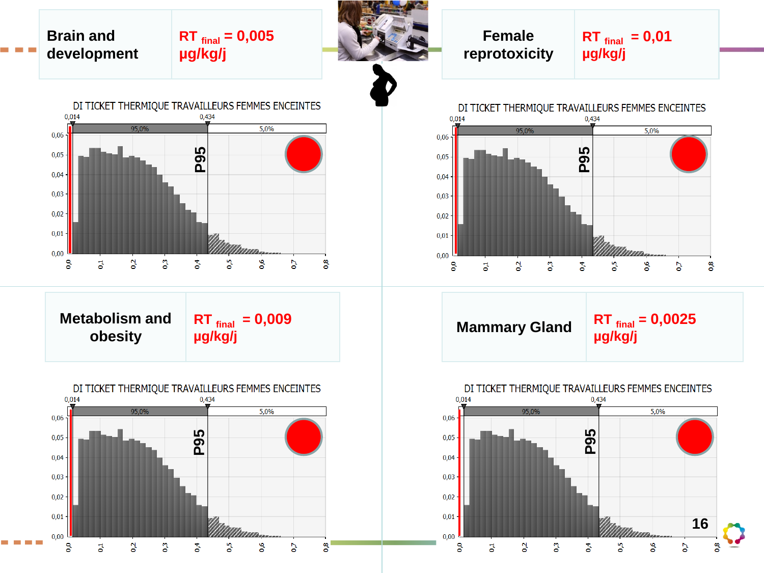**Brain and development** — $RT_{final}$ = 0,005 µg/kg/j

DI TICKET THERMIQUE TRAVAILLEURS FEMMES ENCEINTES

0,014 — 0,434 — 95,0% — 5,0% — P95

**Female reprotoxicity** — $RT_{final}$ = 0,01 µg/kg/j

DI TICKET THERMIQUE TRAVAILLEURS FEMMES ENCEINTES

0,014 — 0,434 — 95,0% — 5,0% — P95

**Metabolism and obesity** — $RT_{final}$ = 0,009 µg/kg/j

DI TICKET THERMIQUE TRAVAILLEURS FEMMES ENCEINTES

0,014 — 0,434 — 95,0% — 5,0% — P95

**Mammary Gland** — $RT_{final}$ = 0,0025 µg/kg/j

DI TICKET THERMIQUE TRAVAILLEURS FEMMES ENCEINTES

0,014 — 0,434 — 95,0% — 5,0% — P95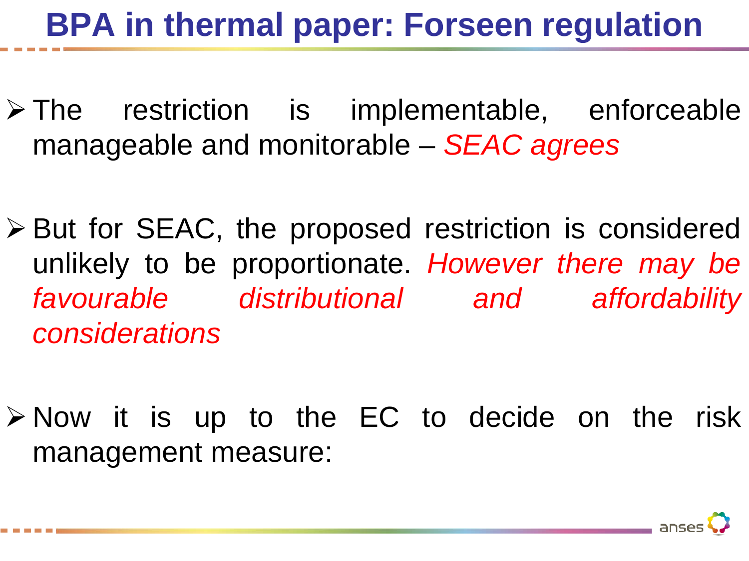# BPA in thermal paper: Forseen regulation

- The restriction is implementable, enforceable manageable and monitorable – *SEAC agrees*
- But for SEAC, the proposed restriction is considered unlikely to be proportionate. *However there may be favourable distributional and affordability considerations*
- Now it is up to the EC to decide on the risk management measure: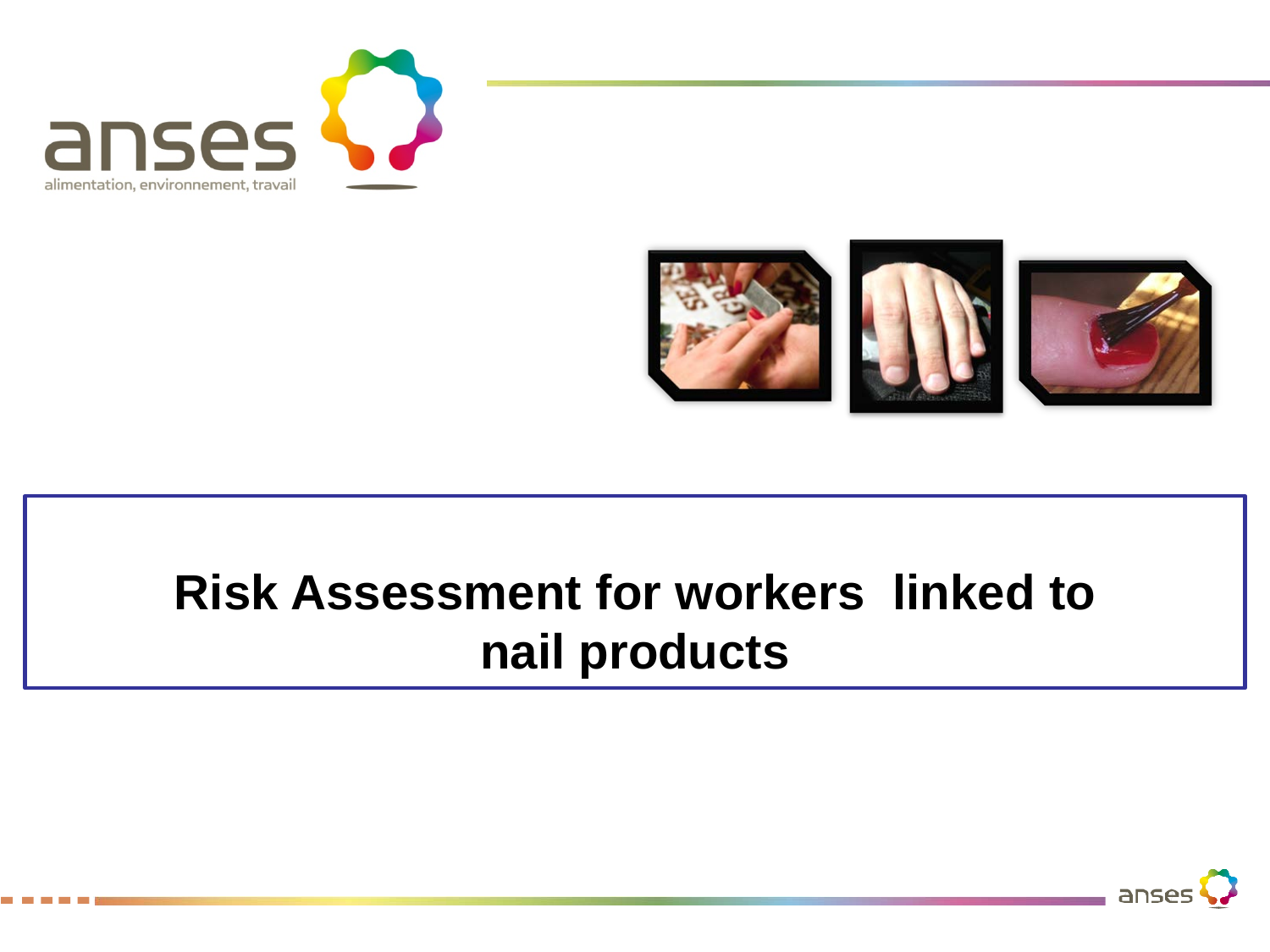# Risk Assessment for workers linked to nail products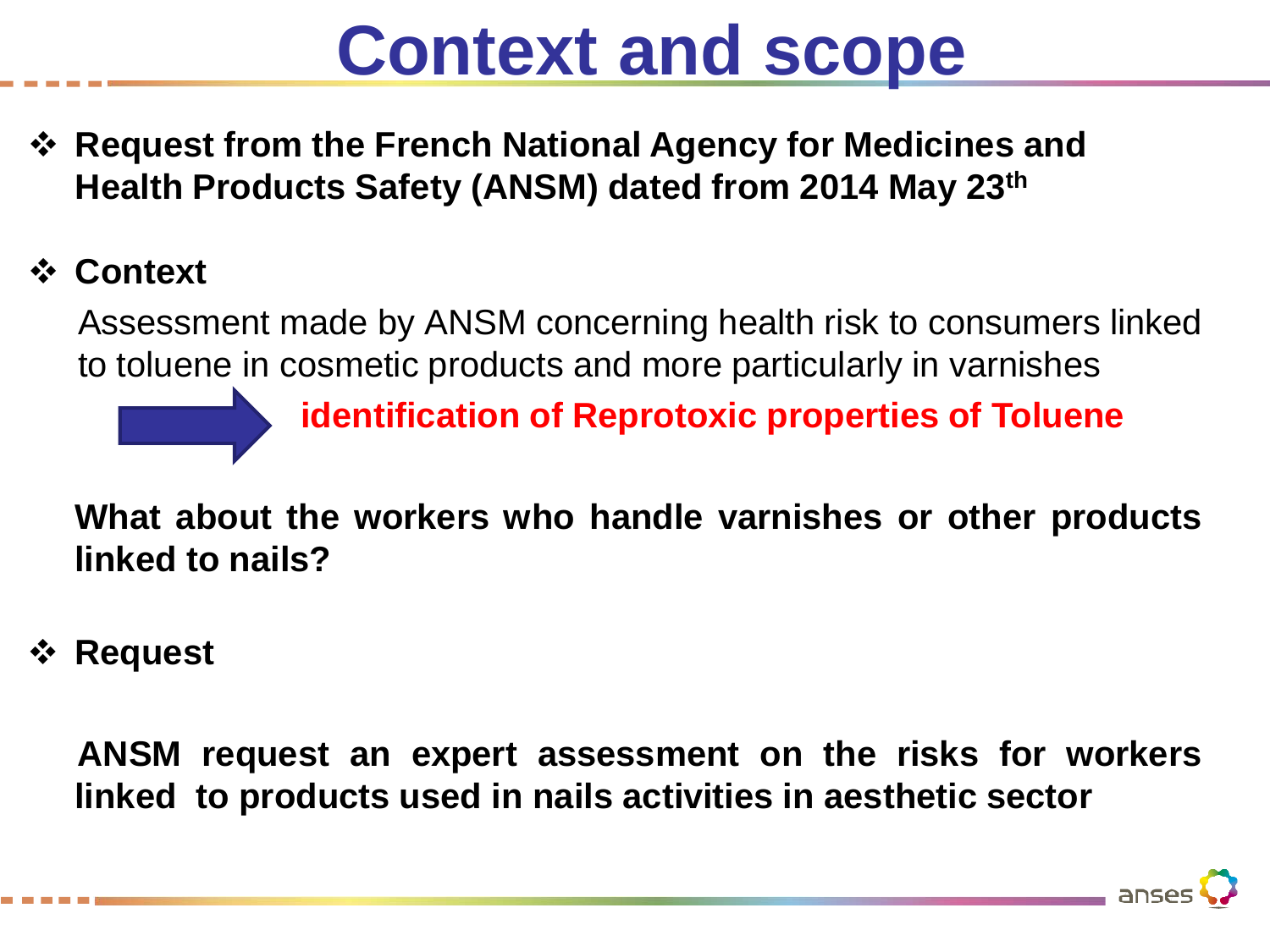# Context and scope

- **Request from the French National Agency for Medicines and Health Products Safety (ANSM) dated from 2014 May 23th**

- **Context**

  Assessment made by ANSM concerning health risk to consumers linked to toluene in cosmetic products and more particularly in varnishes

  → **identification of Reprotoxic properties of Toluene**

  **What about the workers who handle varnishes or other products linked to nails?**

- **Request**

  **ANSM request an expert assessment on the risks for workers linked to products used in nails activities in aesthetic sector**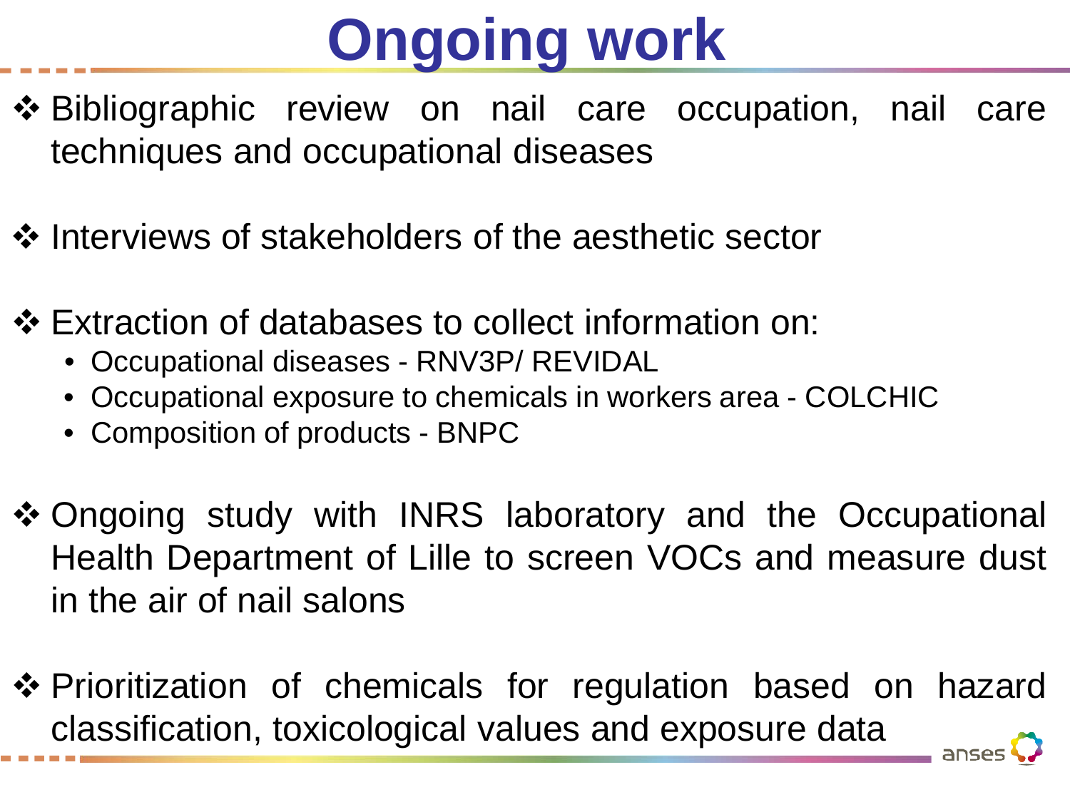# Ongoing work

- Bibliographic review on nail care occupation, nail care techniques and occupational diseases

- Interviews of stakeholders of the aesthetic sector

- Extraction of databases to collect information on:
  - Occupational diseases - RNV3P/ REVIDAL
  - Occupational exposure to chemicals in workers area - COLCHIC
  - Composition of products - BNPC

- Ongoing study with INRS laboratory and the Occupational Health Department of Lille to screen VOCs and measure dust in the air of nail salons

- Prioritization of chemicals for regulation based on hazard classification, toxicological values and exposure data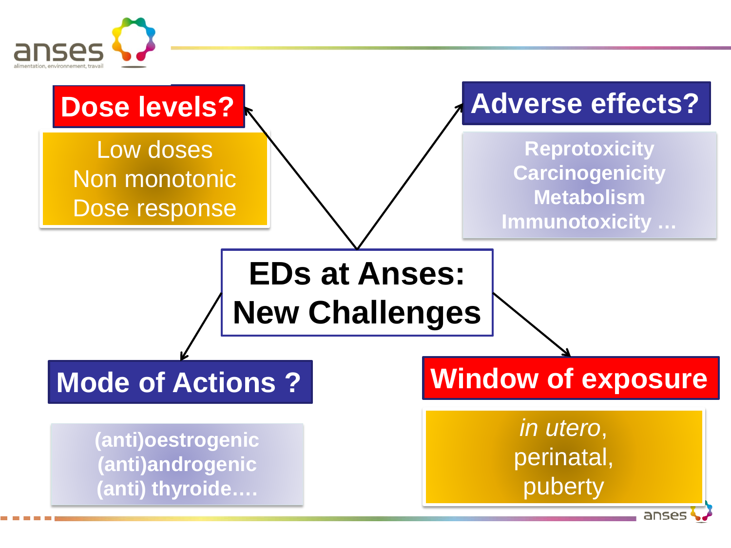# EDs at Anses: New Challenges

## Dose levels?

Low doses
Non monotonic
Dose response

## Adverse effects?

**Reprotoxicity**
**Carcinogenicity**
**Metabolism**
**Immunotoxicity …**

## Mode of Actions ?

**(anti)oestrogenic**
**(anti)androgenic**
**(anti) thyroide….**

## Window of exposure

*in utero*,
perinatal,
puberty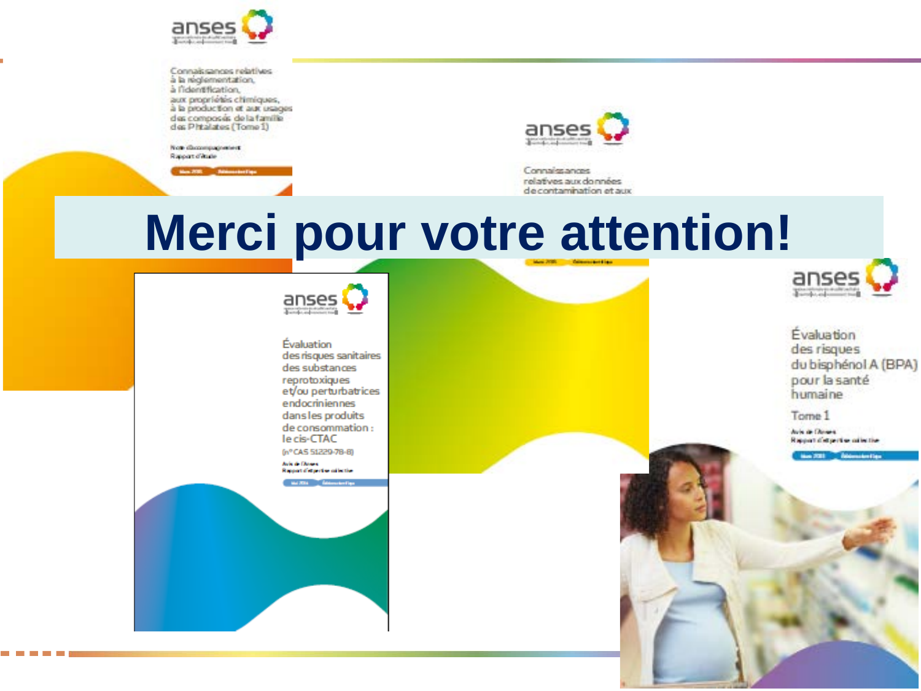# Merci pour votre attention!

Connaissances relatives à la réglementation, à l'identification, aux propriétés chimiques, à la production et aux usages des composés de la famille des Phtalates (Tome 1)

Connaissances relatives aux données de contamination et aux

Évaluation des risques sanitaires des substances reprotoxiques et/ou perturbatrices endocriniennes dans les produits de consommation : le cis-CTAC

(n° CAS 51229-78-8)

Avis de l'Anses
Rapport d'expertise collective

Évaluation des risques du bisphénol A (BPA) pour la santé humaine

Tome 1

Avis de l'Anses
Rapport d'expertise collective